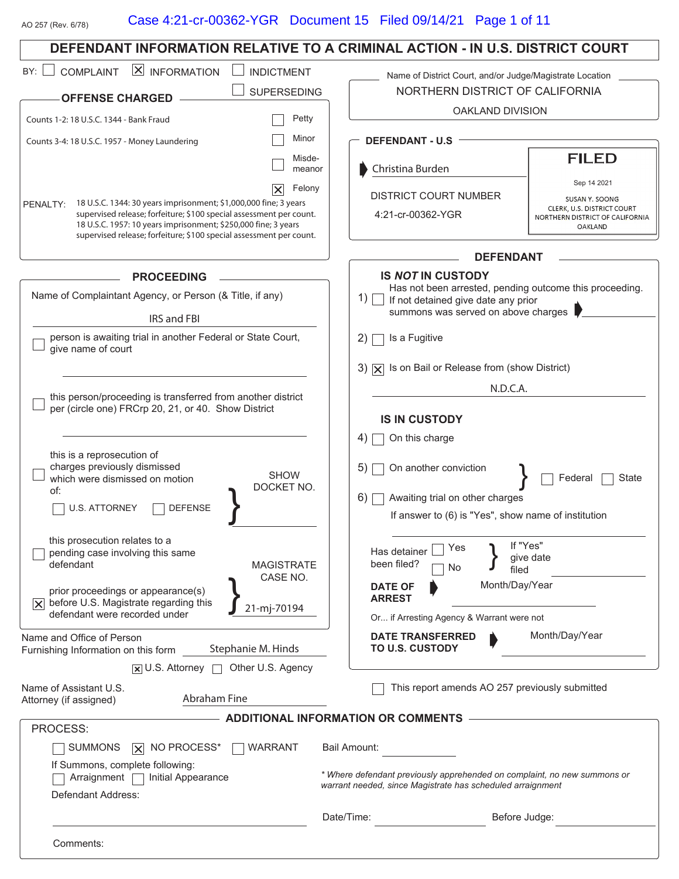AO 257 (Rev. 6/78)

# DEFENDANT INFORMATION RELATIVE TO A CRIMINAL ACTION - IN U.S. DISTRICT COURT

BY: ☐ COMPLAINT ☒ INFORMATION ☐ INDICTMENT ☐ SUPERSEDING

Name of District Court, and/or Judge/Magistrate Location
NORTHERN DISTRICT OF CALIFORNIA
OAKLAND DIVISION

## OFFENSE CHARGED

Counts 1-2: 18 U.S.C. 1344 - Bank Fraud

Counts 3-4: 18 U.S.C. 1957 - Money Laundering

☐ Petty
☐ Minor
☐ Misde-meanor
☒ Felony

PENALTY: 18 U.S.C. 1344: 30 years imprisonment; $1,000,000 fine; 3 years supervised release; forfeiture; $100 special assessment per count.
18 U.S.C. 1957: 10 years imprisonment; $250,000 fine; 3 years supervised release; forfeiture; $100 special assessment per count.

## DEFENDANT - U.S

Christina Burden

DISTRICT COURT NUMBER
4:21-cr-00362-YGR

FILED
Sep 14 2021
SUSAN Y. SOONG
CLERK, U.S. DISTRICT COURT
NORTHERN DISTRICT OF CALIFORNIA
OAKLAND

## PROCEEDING

Name of Complaintant Agency, or Person (& Title, if any)
IRS and FBI

☐ person is awaiting trial in another Federal or State Court, give name of court

☐ this person/proceeding is transferred from another district per (circle one) FRCrp 20, 21, or 40. Show District

☐ this is a reprosecution of charges previously dismissed which were dismissed on motion of:
☐ U.S. ATTORNEY ☐ DEFENSE
SHOW DOCKET NO.

☐ this prosecution relates to a pending case involving this same defendant

☒ prior proceedings or appearance(s) before U.S. Magistrate regarding this defendant were recorded under
MAGISTRATE CASE NO. 21-mj-70194

Name and Office of Person Furnishing Information on this form: Stephanie M. Hinds
☒ U.S. Attorney ☐ Other U.S. Agency

Name of Assistant U.S. Attorney (if assigned): Abraham Fine

## DEFENDANT

### IS *NOT* IN CUSTODY

1) ☐ Has not been arrested, pending outcome this proceeding. If not detained give date any prior summons was served on above charges

2) ☐ Is a Fugitive

3) ☒ Is on Bail or Release from (show District)
N.D.C.A.

### IS IN CUSTODY

4) ☐ On this charge

5) ☐ On another conviction } ☐ Federal ☐ State

6) ☐ Awaiting trial on other charges
If answer to (6) is "Yes", show name of institution

Has detainer been filed? ☐ Yes ☐ No } If "Yes" give date filed

**DATE OF ARREST** Month/Day/Year

Or... if Arresting Agency & Warrant were not

**DATE TRANSFERRED TO U.S. CUSTODY** Month/Day/Year

☐ This report amends AO 257 previously submitted

## ADDITIONAL INFORMATION OR COMMENTS

PROCESS:
☐ SUMMONS ☒ NO PROCESS* ☐ WARRANT

Bail Amount:

If Summons, complete following:
☐ Arraignment ☐ Initial Appearance

*\* Where defendant previously apprehended on complaint, no new summons or warrant needed, since Magistrate has scheduled arraignment*

Defendant Address:

Date/Time: Before Judge:

Comments: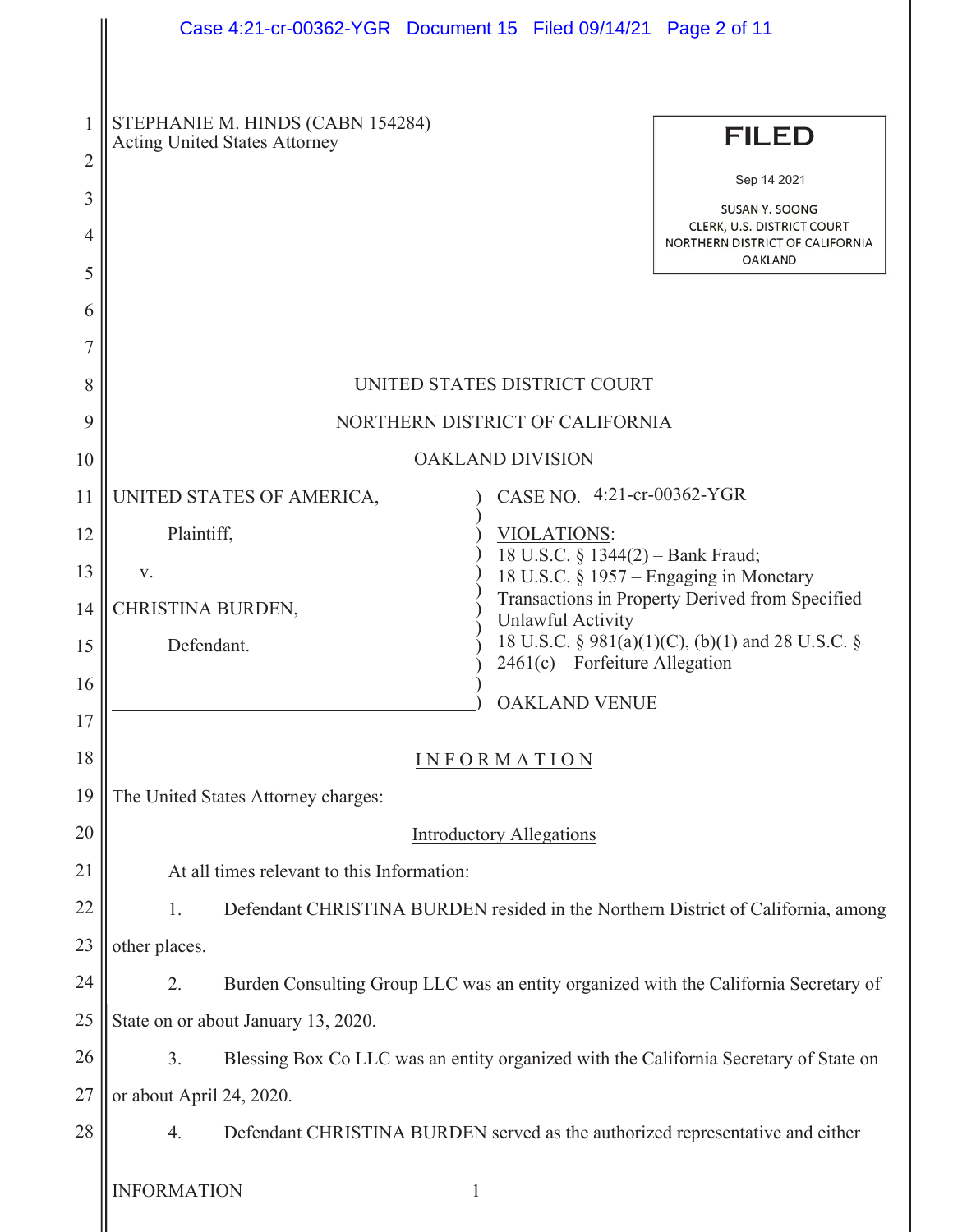STEPHANIE M. HINDS (CABN 154284)
Acting United States Attorney

**FILED**

Sep 14 2021

SUSAN Y. SOONG
CLERK, U.S. DISTRICT COURT
NORTHERN DISTRICT OF CALIFORNIA
OAKLAND

UNITED STATES DISTRICT COURT

NORTHERN DISTRICT OF CALIFORNIA

OAKLAND DIVISION

UNITED STATES OF AMERICA,

Plaintiff,

v.

CHRISTINA BURDEN,

Defendant.

CASE NO. 4:21-cr-00362-YGR

VIOLATIONS:
18 U.S.C. § 1344(2) – Bank Fraud;
18 U.S.C. § 1957 – Engaging in Monetary Transactions in Property Derived from Specified Unlawful Activity
18 U.S.C. § 981(a)(1)(C), (b)(1) and 28 U.S.C. § 2461(c) – Forfeiture Allegation

OAKLAND VENUE

## I N F O R M A T I O N

The United States Attorney charges:

### Introductory Allegations

At all times relevant to this Information:

1. Defendant CHRISTINA BURDEN resided in the Northern District of California, among other places.

2. Burden Consulting Group LLC was an entity organized with the California Secretary of State on or about January 13, 2020.

3. Blessing Box Co LLC was an entity organized with the California Secretary of State on or about April 24, 2020.

4. Defendant CHRISTINA BURDEN served as the authorized representative and either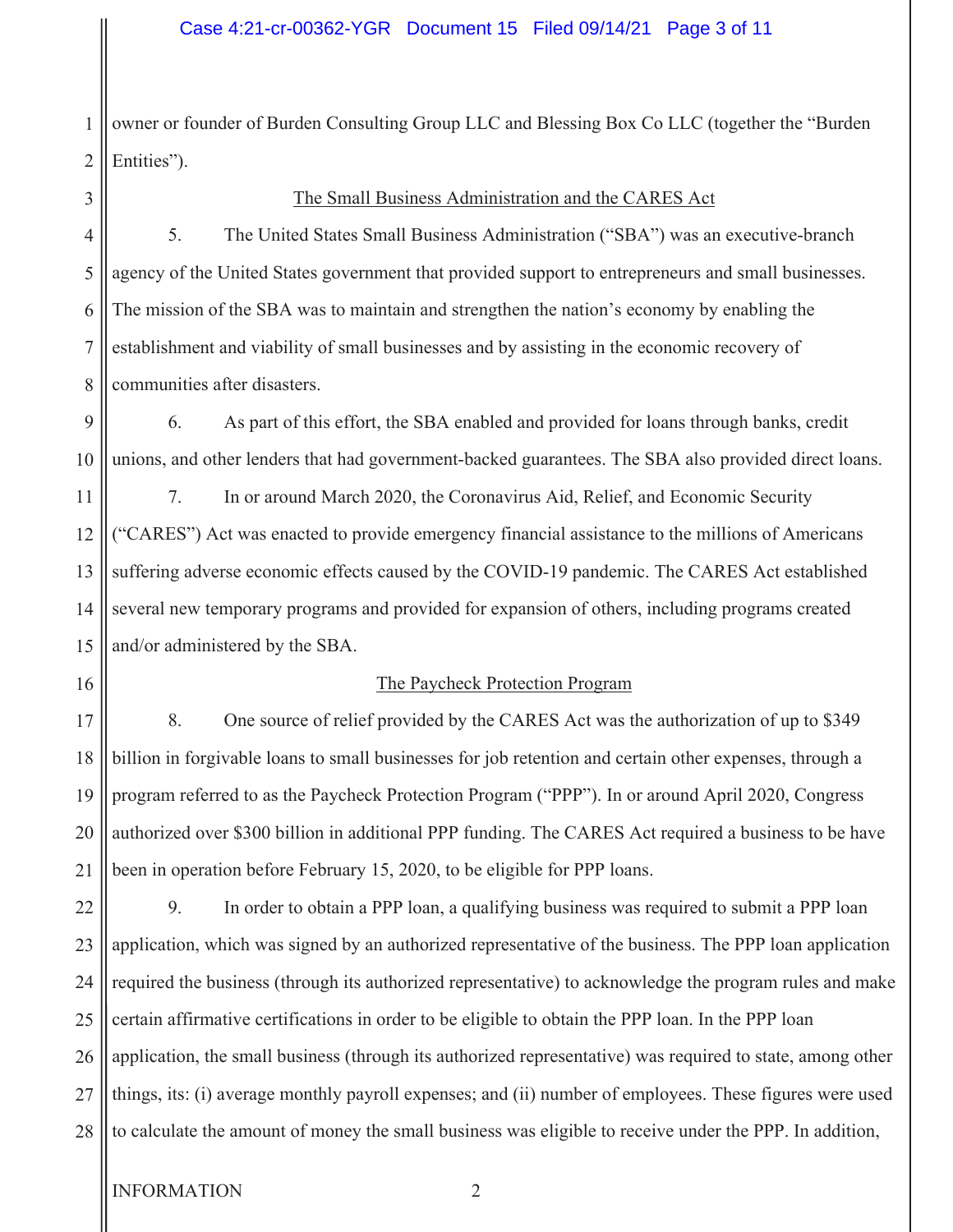owner or founder of Burden Consulting Group LLC and Blessing Box Co LLC (together the "Burden Entities").

## The Small Business Administration and the CARES Act

5. The United States Small Business Administration ("SBA") was an executive-branch agency of the United States government that provided support to entrepreneurs and small businesses. The mission of the SBA was to maintain and strengthen the nation's economy by enabling the establishment and viability of small businesses and by assisting in the economic recovery of communities after disasters.

6. As part of this effort, the SBA enabled and provided for loans through banks, credit unions, and other lenders that had government-backed guarantees. The SBA also provided direct loans.

7. In or around March 2020, the Coronavirus Aid, Relief, and Economic Security ("CARES") Act was enacted to provide emergency financial assistance to the millions of Americans suffering adverse economic effects caused by the COVID-19 pandemic. The CARES Act established several new temporary programs and provided for expansion of others, including programs created and/or administered by the SBA.

## The Paycheck Protection Program

8. One source of relief provided by the CARES Act was the authorization of up to $349 billion in forgivable loans to small businesses for job retention and certain other expenses, through a program referred to as the Paycheck Protection Program ("PPP"). In or around April 2020, Congress authorized over $300 billion in additional PPP funding. The CARES Act required a business to be have been in operation before February 15, 2020, to be eligible for PPP loans.

9. In order to obtain a PPP loan, a qualifying business was required to submit a PPP loan application, which was signed by an authorized representative of the business. The PPP loan application required the business (through its authorized representative) to acknowledge the program rules and make certain affirmative certifications in order to be eligible to obtain the PPP loan. In the PPP loan application, the small business (through its authorized representative) was required to state, among other things, its: (i) average monthly payroll expenses; and (ii) number of employees. These figures were used to calculate the amount of money the small business was eligible to receive under the PPP. In addition,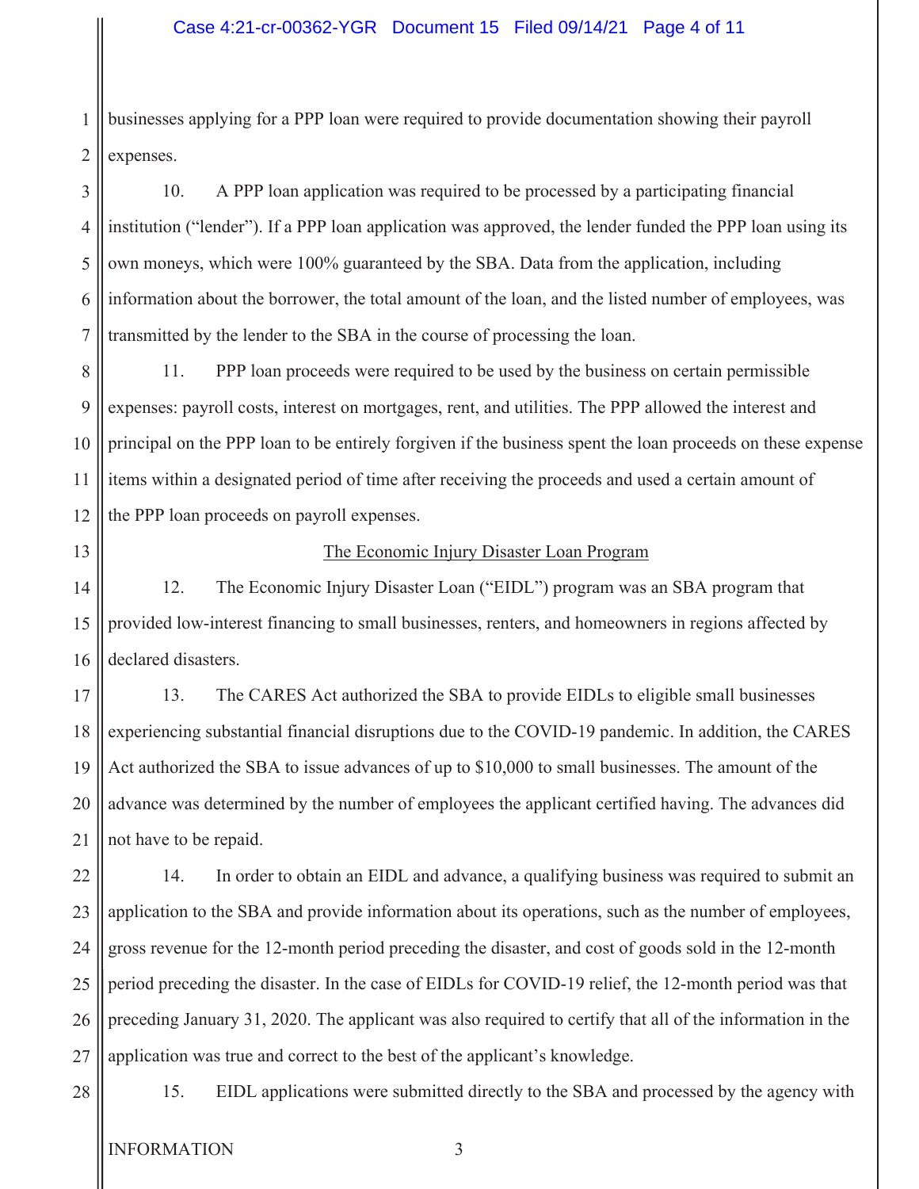businesses applying for a PPP loan were required to provide documentation showing their payroll expenses.

10. A PPP loan application was required to be processed by a participating financial institution ("lender"). If a PPP loan application was approved, the lender funded the PPP loan using its own moneys, which were 100% guaranteed by the SBA. Data from the application, including information about the borrower, the total amount of the loan, and the listed number of employees, was transmitted by the lender to the SBA in the course of processing the loan.

11. PPP loan proceeds were required to be used by the business on certain permissible expenses: payroll costs, interest on mortgages, rent, and utilities. The PPP allowed the interest and principal on the PPP loan to be entirely forgiven if the business spent the loan proceeds on these expense items within a designated period of time after receiving the proceeds and used a certain amount of the PPP loan proceeds on payroll expenses.

<u>The Economic Injury Disaster Loan Program</u>

12. The Economic Injury Disaster Loan ("EIDL") program was an SBA program that provided low-interest financing to small businesses, renters, and homeowners in regions affected by declared disasters.

13. The CARES Act authorized the SBA to provide EIDLs to eligible small businesses experiencing substantial financial disruptions due to the COVID-19 pandemic. In addition, the CARES Act authorized the SBA to issue advances of up to $10,000 to small businesses. The amount of the advance was determined by the number of employees the applicant certified having. The advances did not have to be repaid.

14. In order to obtain an EIDL and advance, a qualifying business was required to submit an application to the SBA and provide information about its operations, such as the number of employees, gross revenue for the 12-month period preceding the disaster, and cost of goods sold in the 12-month period preceding the disaster. In the case of EIDLs for COVID-19 relief, the 12-month period was that preceding January 31, 2020. The applicant was also required to certify that all of the information in the application was true and correct to the best of the applicant's knowledge.

15. EIDL applications were submitted directly to the SBA and processed by the agency with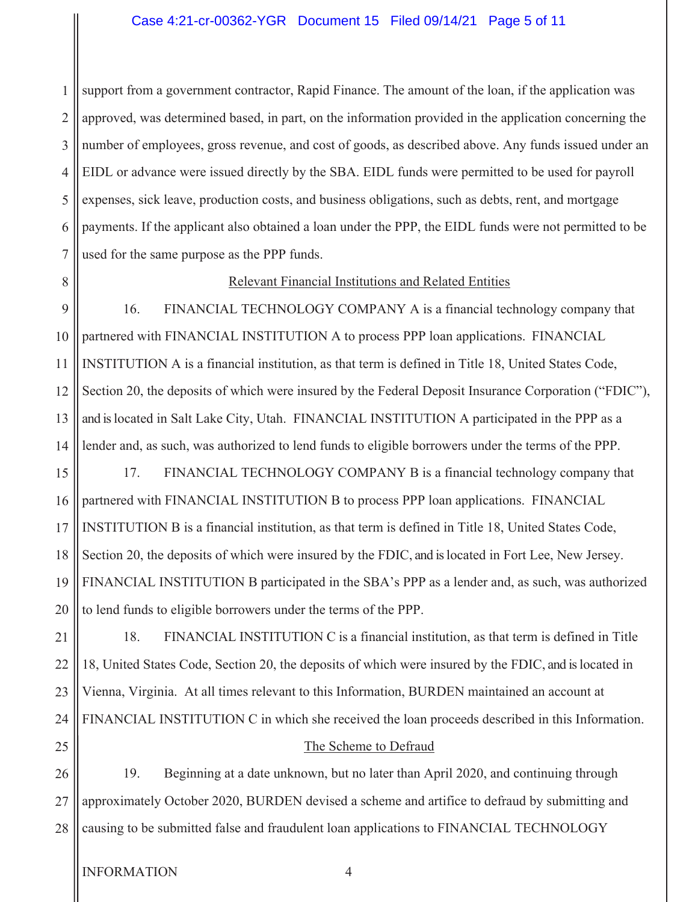support from a government contractor, Rapid Finance. The amount of the loan, if the application was approved, was determined based, in part, on the information provided in the application concerning the number of employees, gross revenue, and cost of goods, as described above. Any funds issued under an EIDL or advance were issued directly by the SBA. EIDL funds were permitted to be used for payroll expenses, sick leave, production costs, and business obligations, such as debts, rent, and mortgage payments. If the applicant also obtained a loan under the PPP, the EIDL funds were not permitted to be used for the same purpose as the PPP funds.

## Relevant Financial Institutions and Related Entities

16. FINANCIAL TECHNOLOGY COMPANY A is a financial technology company that partnered with FINANCIAL INSTITUTION A to process PPP loan applications. FINANCIAL INSTITUTION A is a financial institution, as that term is defined in Title 18, United States Code, Section 20, the deposits of which were insured by the Federal Deposit Insurance Corporation ("FDIC"), and is located in Salt Lake City, Utah. FINANCIAL INSTITUTION A participated in the PPP as a lender and, as such, was authorized to lend funds to eligible borrowers under the terms of the PPP.

17. FINANCIAL TECHNOLOGY COMPANY B is a financial technology company that partnered with FINANCIAL INSTITUTION B to process PPP loan applications. FINANCIAL INSTITUTION B is a financial institution, as that term is defined in Title 18, United States Code, Section 20, the deposits of which were insured by the FDIC, and is located in Fort Lee, New Jersey. FINANCIAL INSTITUTION B participated in the SBA's PPP as a lender and, as such, was authorized to lend funds to eligible borrowers under the terms of the PPP.

18. FINANCIAL INSTITUTION C is a financial institution, as that term is defined in Title 18, United States Code, Section 20, the deposits of which were insured by the FDIC, and is located in Vienna, Virginia. At all times relevant to this Information, BURDEN maintained an account at FINANCIAL INSTITUTION C in which she received the loan proceeds described in this Information.

## The Scheme to Defraud

19. Beginning at a date unknown, but no later than April 2020, and continuing through approximately October 2020, BURDEN devised a scheme and artifice to defraud by submitting and causing to be submitted false and fraudulent loan applications to FINANCIAL TECHNOLOGY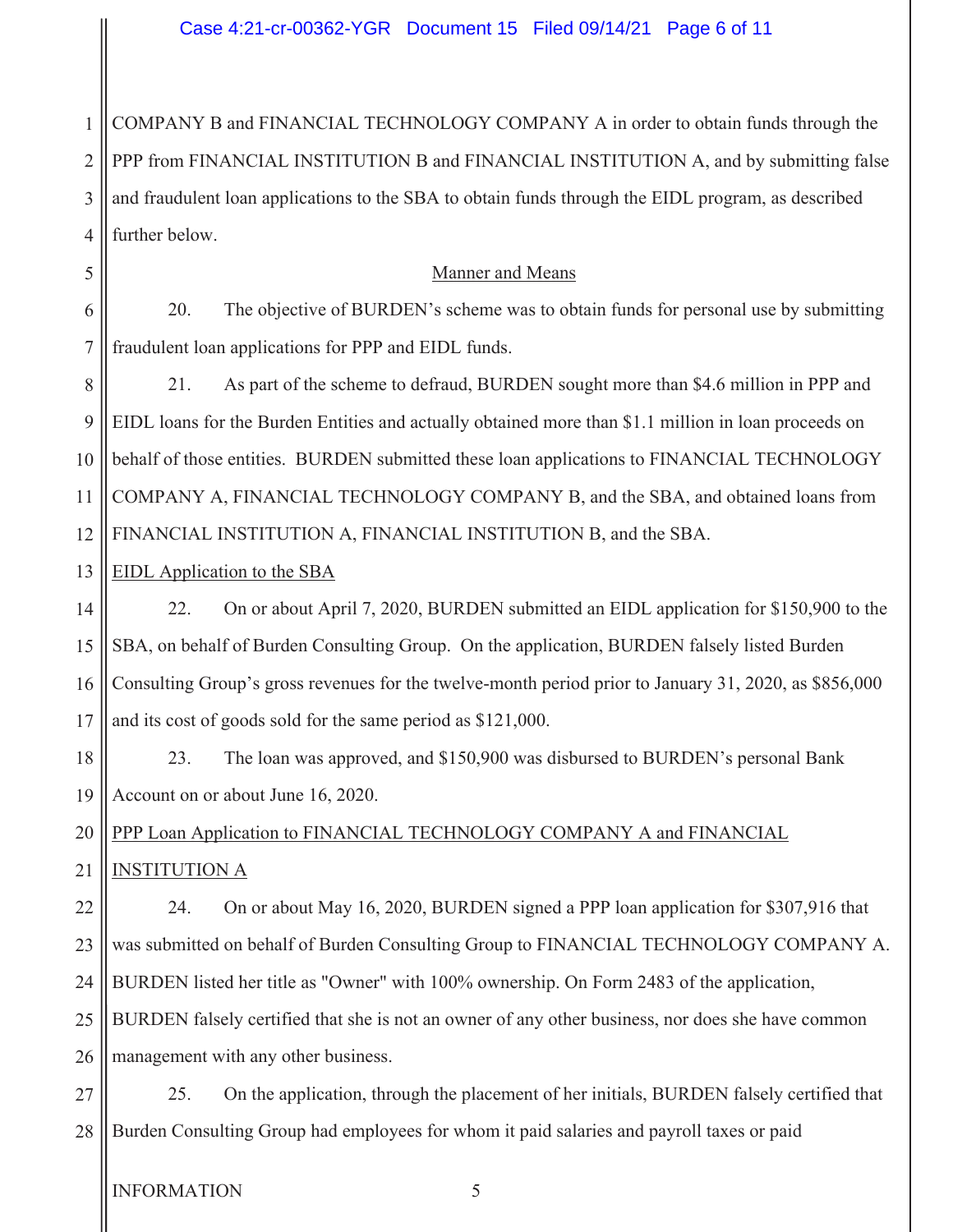COMPANY B and FINANCIAL TECHNOLOGY COMPANY A in order to obtain funds through the PPP from FINANCIAL INSTITUTION B and FINANCIAL INSTITUTION A, and by submitting false and fraudulent loan applications to the SBA to obtain funds through the EIDL program, as described further below.

Manner and Means

20. The objective of BURDEN's scheme was to obtain funds for personal use by submitting fraudulent loan applications for PPP and EIDL funds.

21. As part of the scheme to defraud, BURDEN sought more than $4.6 million in PPP and EIDL loans for the Burden Entities and actually obtained more than $1.1 million in loan proceeds on behalf of those entities. BURDEN submitted these loan applications to FINANCIAL TECHNOLOGY COMPANY A, FINANCIAL TECHNOLOGY COMPANY B, and the SBA, and obtained loans from FINANCIAL INSTITUTION A, FINANCIAL INSTITUTION B, and the SBA.

EIDL Application to the SBA

22. On or about April 7, 2020, BURDEN submitted an EIDL application for $150,900 to the SBA, on behalf of Burden Consulting Group. On the application, BURDEN falsely listed Burden Consulting Group's gross revenues for the twelve-month period prior to January 31, 2020, as $856,000 and its cost of goods sold for the same period as $121,000.

23. The loan was approved, and $150,900 was disbursed to BURDEN's personal Bank Account on or about June 16, 2020.

PPP Loan Application to FINANCIAL TECHNOLOGY COMPANY A and FINANCIAL INSTITUTION A

24. On or about May 16, 2020, BURDEN signed a PPP loan application for $307,916 that was submitted on behalf of Burden Consulting Group to FINANCIAL TECHNOLOGY COMPANY A. BURDEN listed her title as "Owner" with 100% ownership. On Form 2483 of the application, BURDEN falsely certified that she is not an owner of any other business, nor does she have common management with any other business.

25. On the application, through the placement of her initials, BURDEN falsely certified that Burden Consulting Group had employees for whom it paid salaries and payroll taxes or paid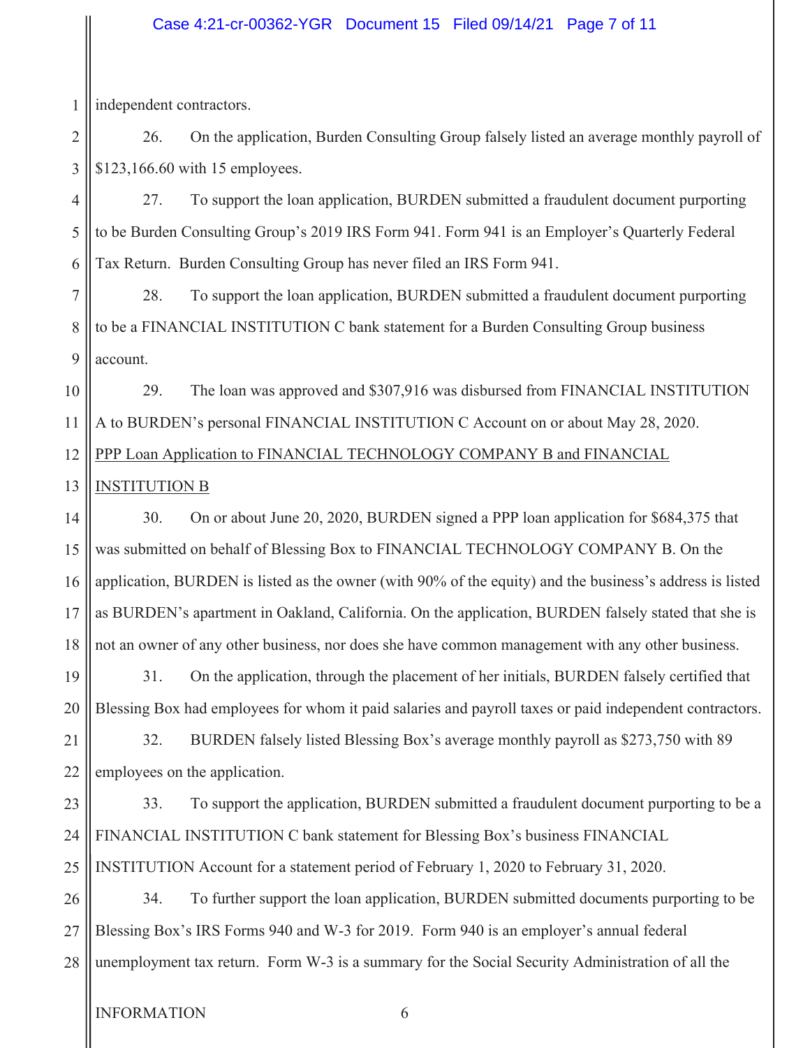independent contractors.

26. On the application, Burden Consulting Group falsely listed an average monthly payroll of $123,166.60 with 15 employees.

27. To support the loan application, BURDEN submitted a fraudulent document purporting to be Burden Consulting Group's 2019 IRS Form 941. Form 941 is an Employer's Quarterly Federal Tax Return. Burden Consulting Group has never filed an IRS Form 941.

28. To support the loan application, BURDEN submitted a fraudulent document purporting to be a FINANCIAL INSTITUTION C bank statement for a Burden Consulting Group business account.

29. The loan was approved and $307,916 was disbursed from FINANCIAL INSTITUTION A to BURDEN's personal FINANCIAL INSTITUTION C Account on or about May 28, 2020.

<u>PPP Loan Application to FINANCIAL TECHNOLOGY COMPANY B and FINANCIAL INSTITUTION B</u>

30. On or about June 20, 2020, BURDEN signed a PPP loan application for $684,375 that was submitted on behalf of Blessing Box to FINANCIAL TECHNOLOGY COMPANY B. On the application, BURDEN is listed as the owner (with 90% of the equity) and the business's address is listed as BURDEN's apartment in Oakland, California. On the application, BURDEN falsely stated that she is not an owner of any other business, nor does she have common management with any other business.

31. On the application, through the placement of her initials, BURDEN falsely certified that Blessing Box had employees for whom it paid salaries and payroll taxes or paid independent contractors.

32. BURDEN falsely listed Blessing Box's average monthly payroll as $273,750 with 89 employees on the application.

33. To support the application, BURDEN submitted a fraudulent document purporting to be a FINANCIAL INSTITUTION C bank statement for Blessing Box's business FINANCIAL INSTITUTION Account for a statement period of February 1, 2020 to February 31, 2020.

34. To further support the loan application, BURDEN submitted documents purporting to be Blessing Box's IRS Forms 940 and W-3 for 2019. Form 940 is an employer's annual federal unemployment tax return. Form W-3 is a summary for the Social Security Administration of all the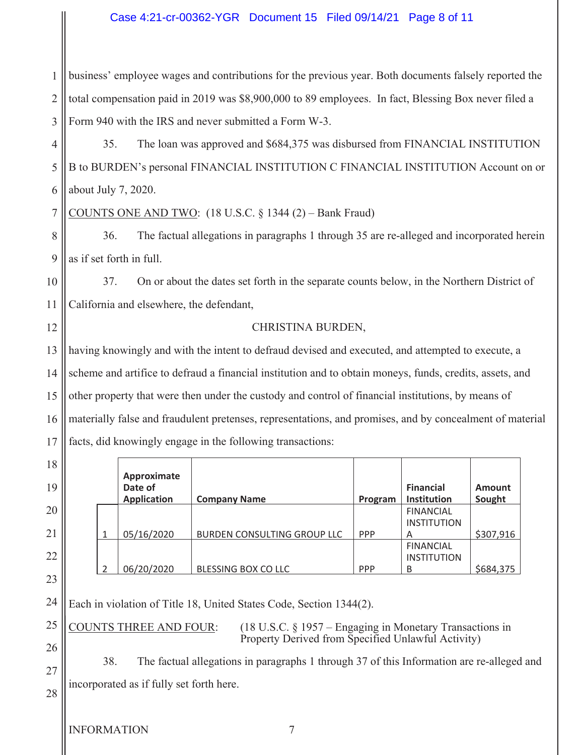business' employee wages and contributions for the previous year. Both documents falsely reported the total compensation paid in 2019 was $8,900,000 to 89 employees. In fact, Blessing Box never filed a Form 940 with the IRS and never submitted a Form W-3.

35. The loan was approved and $684,375 was disbursed from FINANCIAL INSTITUTION B to BURDEN's personal FINANCIAL INSTITUTION C FINANCIAL INSTITUTION Account on or about July 7, 2020.

COUNTS ONE AND TWO: (18 U.S.C. § 1344 (2) – Bank Fraud)

36. The factual allegations in paragraphs 1 through 35 are re-alleged and incorporated herein as if set forth in full.

37. On or about the dates set forth in the separate counts below, in the Northern District of California and elsewhere, the defendant,

CHRISTINA BURDEN,

having knowingly and with the intent to defraud devised and executed, and attempted to execute, a scheme and artifice to defraud a financial institution and to obtain moneys, funds, credits, assets, and other property that were then under the custody and control of financial institutions, by means of materially false and fraudulent pretenses, representations, and promises, and by concealment of material facts, did knowingly engage in the following transactions:

| | Approximate Date of Application | Company Name | Program | Financial Institution | Amount Sought |
|---|---|---|---|---|---|
| 1 | 05/16/2020 | BURDEN CONSULTING GROUP LLC | PPP | FINANCIAL INSTITUTION A | $307,916 |
| 2 | 06/20/2020 | BLESSING BOX CO LLC | PPP | FINANCIAL INSTITUTION B | $684,375 |

Each in violation of Title 18, United States Code, Section 1344(2).

COUNTS THREE AND FOUR: (18 U.S.C. § 1957 – Engaging in Monetary Transactions in Property Derived from Specified Unlawful Activity)

38. The factual allegations in paragraphs 1 through 37 of this Information are re-alleged and incorporated as if fully set forth here.

INFORMATION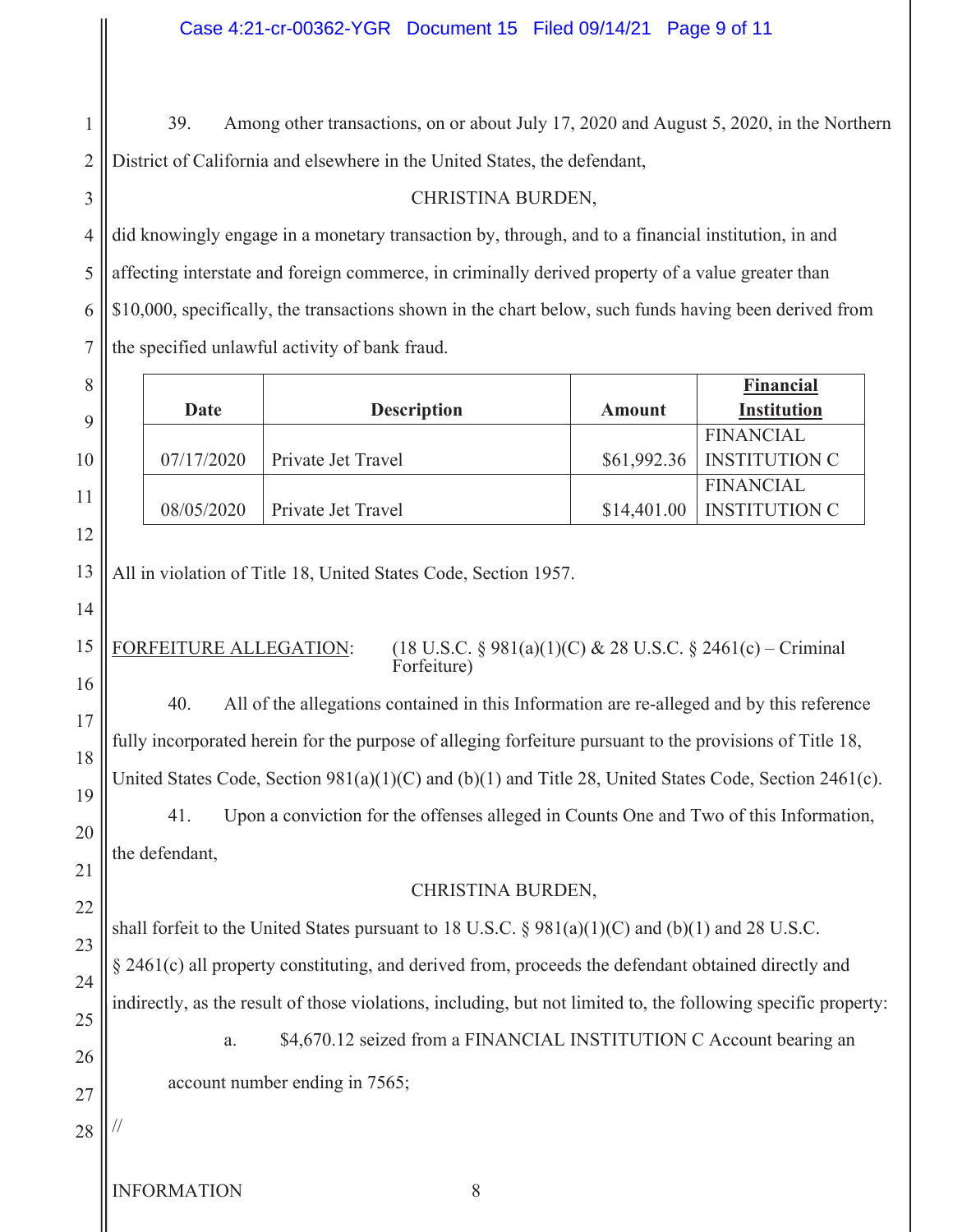39. Among other transactions, on or about July 17, 2020 and August 5, 2020, in the Northern District of California and elsewhere in the United States, the defendant,

CHRISTINA BURDEN,

did knowingly engage in a monetary transaction by, through, and to a financial institution, in and affecting interstate and foreign commerce, in criminally derived property of a value greater than $10,000, specifically, the transactions shown in the chart below, such funds having been derived from the specified unlawful activity of bank fraud.

| Date | Description | Amount | Financial Institution |
|---|---|---|---|
| 07/17/2020 | Private Jet Travel | $61,992.36 | FINANCIAL INSTITUTION C |
| 08/05/2020 | Private Jet Travel | $14,401.00 | FINANCIAL INSTITUTION C |

All in violation of Title 18, United States Code, Section 1957.

FORFEITURE ALLEGATION: (18 U.S.C. § 981(a)(1)(C) & 28 U.S.C. § 2461(c) – Criminal Forfeiture)

40. All of the allegations contained in this Information are re-alleged and by this reference fully incorporated herein for the purpose of alleging forfeiture pursuant to the provisions of Title 18, United States Code, Section 981(a)(1)(C) and (b)(1) and Title 28, United States Code, Section 2461(c).

41. Upon a conviction for the offenses alleged in Counts One and Two of this Information, the defendant,

CHRISTINA BURDEN,

shall forfeit to the United States pursuant to 18 U.S.C. § 981(a)(1)(C) and (b)(1) and 28 U.S.C. § 2461(c) all property constituting, and derived from, proceeds the defendant obtained directly and indirectly, as the result of those violations, including, but not limited to, the following specific property:

a. $4,670.12 seized from a FINANCIAL INSTITUTION C Account bearing an account number ending in 7565;

//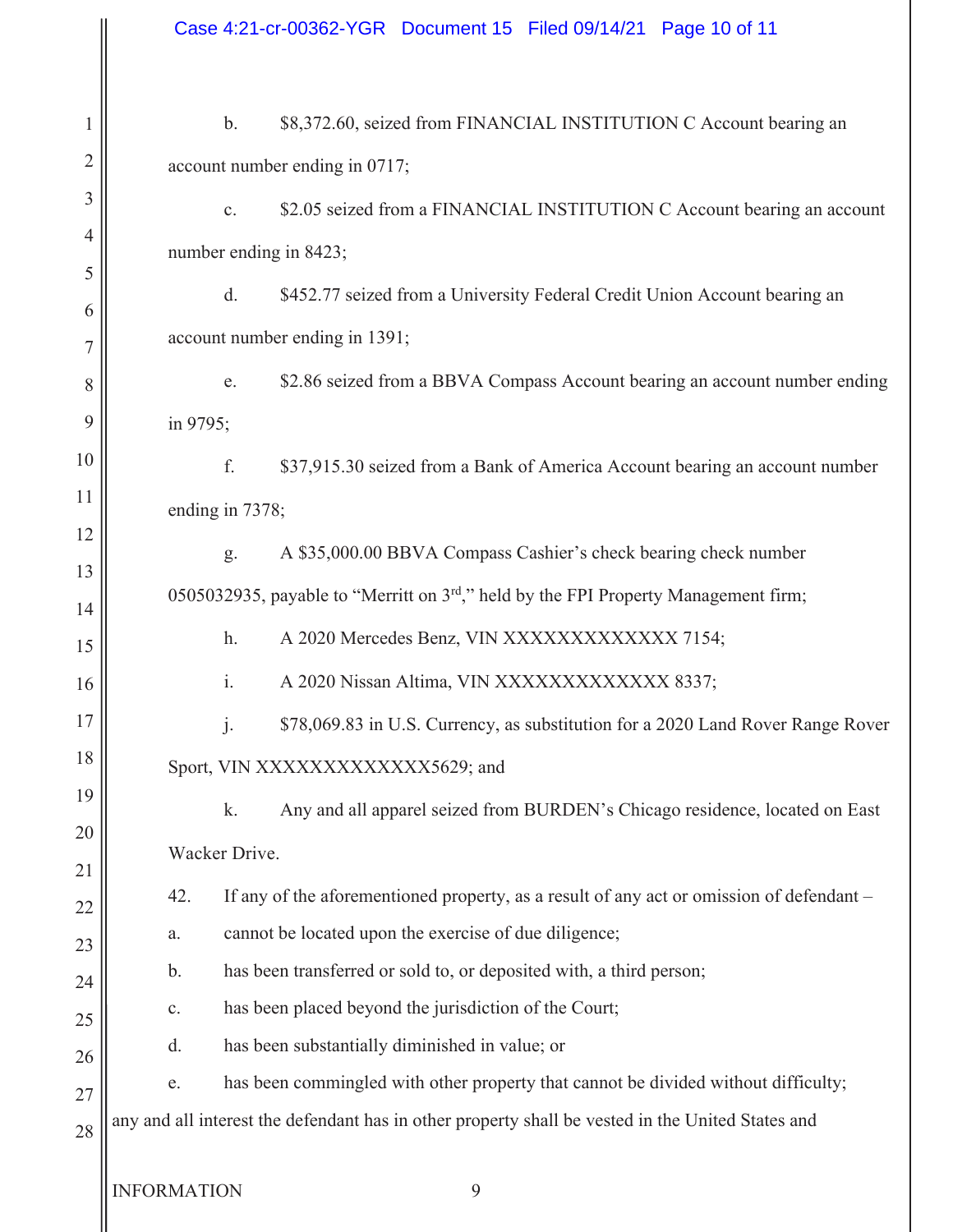b. $8,372.60, seized from FINANCIAL INSTITUTION C Account bearing an account number ending in 0717;

c. $2.05 seized from a FINANCIAL INSTITUTION C Account bearing an account number ending in 8423;

d. $452.77 seized from a University Federal Credit Union Account bearing an account number ending in 1391;

e. $2.86 seized from a BBVA Compass Account bearing an account number ending in 9795;

f. $37,915.30 seized from a Bank of America Account bearing an account number ending in 7378;

g. A $35,000.00 BBVA Compass Cashier's check bearing check number 0505032935, payable to "Merritt on 3rd," held by the FPI Property Management firm;

h. A 2020 Mercedes Benz, VIN XXXXXXXXXXXXX 7154;

i. A 2020 Nissan Altima, VIN XXXXXXXXXXXXX 8337;

j. $78,069.83 in U.S. Currency, as substitution for a 2020 Land Rover Range Rover Sport, VIN XXXXXXXXXXXXX5629; and

k. Any and all apparel seized from BURDEN's Chicago residence, located on East Wacker Drive.

42. If any of the aforementioned property, as a result of any act or omission of defendant –

a. cannot be located upon the exercise of due diligence;

b. has been transferred or sold to, or deposited with, a third person;

c. has been placed beyond the jurisdiction of the Court;

d. has been substantially diminished in value; or

e. has been commingled with other property that cannot be divided without difficulty;

any and all interest the defendant has in other property shall be vested in the United States and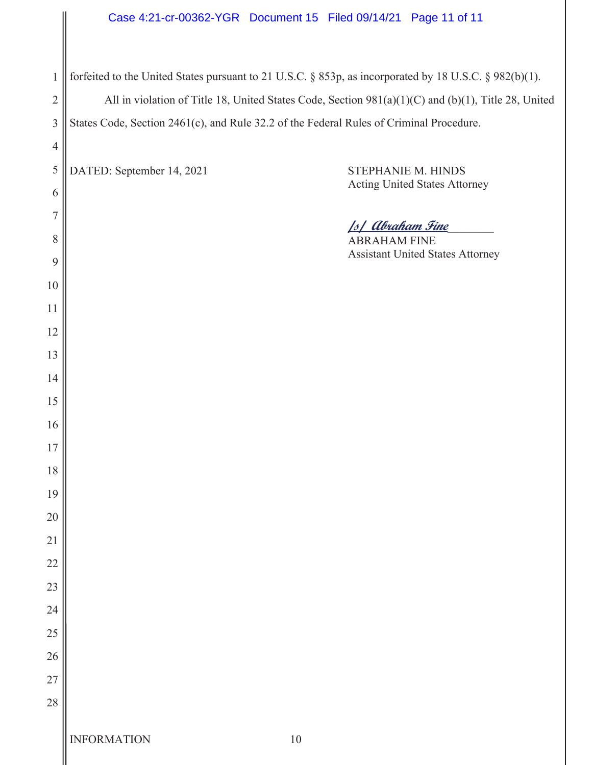forfeited to the United States pursuant to 21 U.S.C. § 853p, as incorporated by 18 U.S.C. § 982(b)(1).

All in violation of Title 18, United States Code, Section 981(a)(1)(C) and (b)(1), Title 28, United States Code, Section 2461(c), and Rule 32.2 of the Federal Rules of Criminal Procedure.

DATED: September 14, 2021

STEPHANIE M. HINDS
Acting United States Attorney

/s/ Abraham Fine
ABRAHAM FINE
Assistant United States Attorney

INFORMATION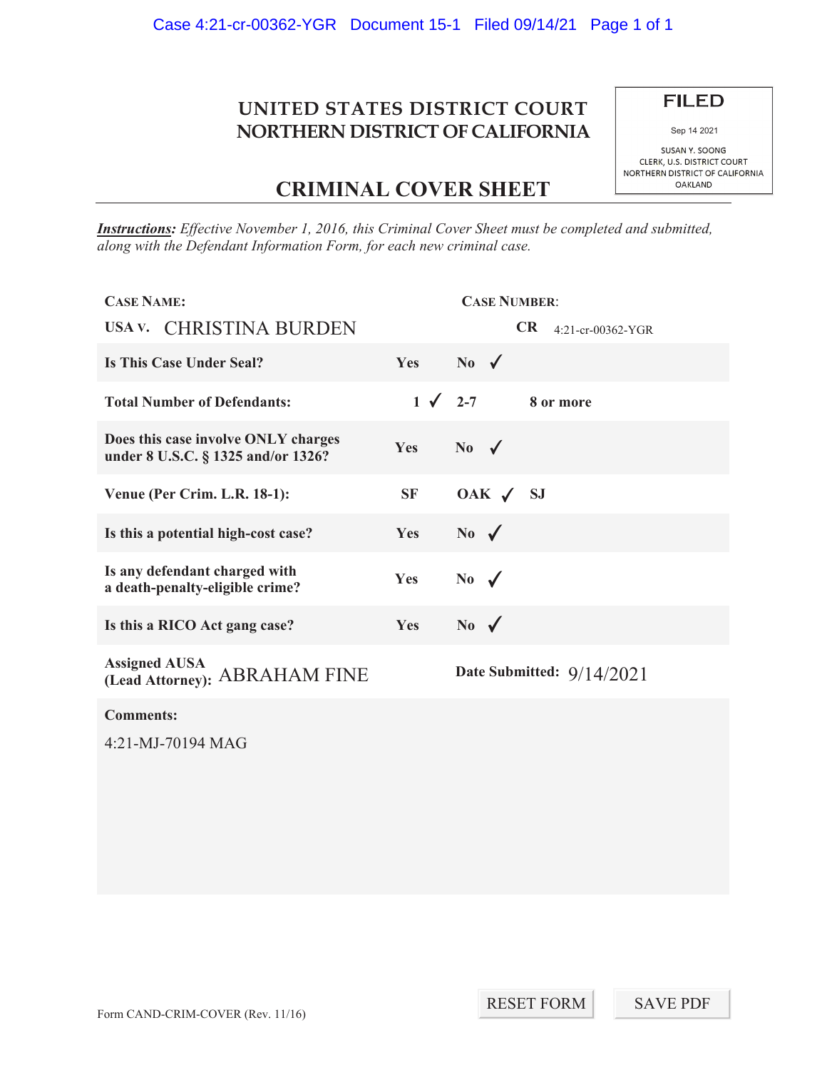# UNITED STATES DISTRICT COURT
# NORTHERN DISTRICT OF CALIFORNIA

FILED
Sep 14 2021
SUSAN Y. SOONG
CLERK, U.S. DISTRICT COURT
NORTHERN DISTRICT OF CALIFORNIA
OAKLAND

## CRIMINAL COVER SHEET

***Instructions:*** *Effective November 1, 2016, this Criminal Cover Sheet must be completed and submitted, along with the Defendant Information Form, for each new criminal case.*

**CASE NAME:** USA v. CHRISTINA BURDEN

**CASE NUMBER:** CR 4:21-cr-00362-YGR

| | | | |
|---|---|---|---|
| **Is This Case Under Seal?** | Yes | No ✓ | |
| **Total Number of Defendants:** | 1 ✓ | 2-7 | 8 or more |
| **Does this case involve ONLY charges under 8 U.S.C. § 1325 and/or 1326?** | Yes | No ✓ | |
| **Venue (Per Crim. L.R. 18-1):** | SF | OAK ✓ | SJ |
| **Is this a potential high-cost case?** | Yes | No ✓ | |
| **Is any defendant charged with a death-penalty-eligible crime?** | Yes | No ✓ | |
| **Is this a RICO Act gang case?** | Yes | No ✓ | |

**Assigned AUSA (Lead Attorney):** ABRAHAM FINE

**Date Submitted:** 9/14/2021

**Comments:**

4:21-MJ-70194 MAG

Form CAND-CRIM-COVER (Rev. 11/16)

RESET FORM SAVE PDF